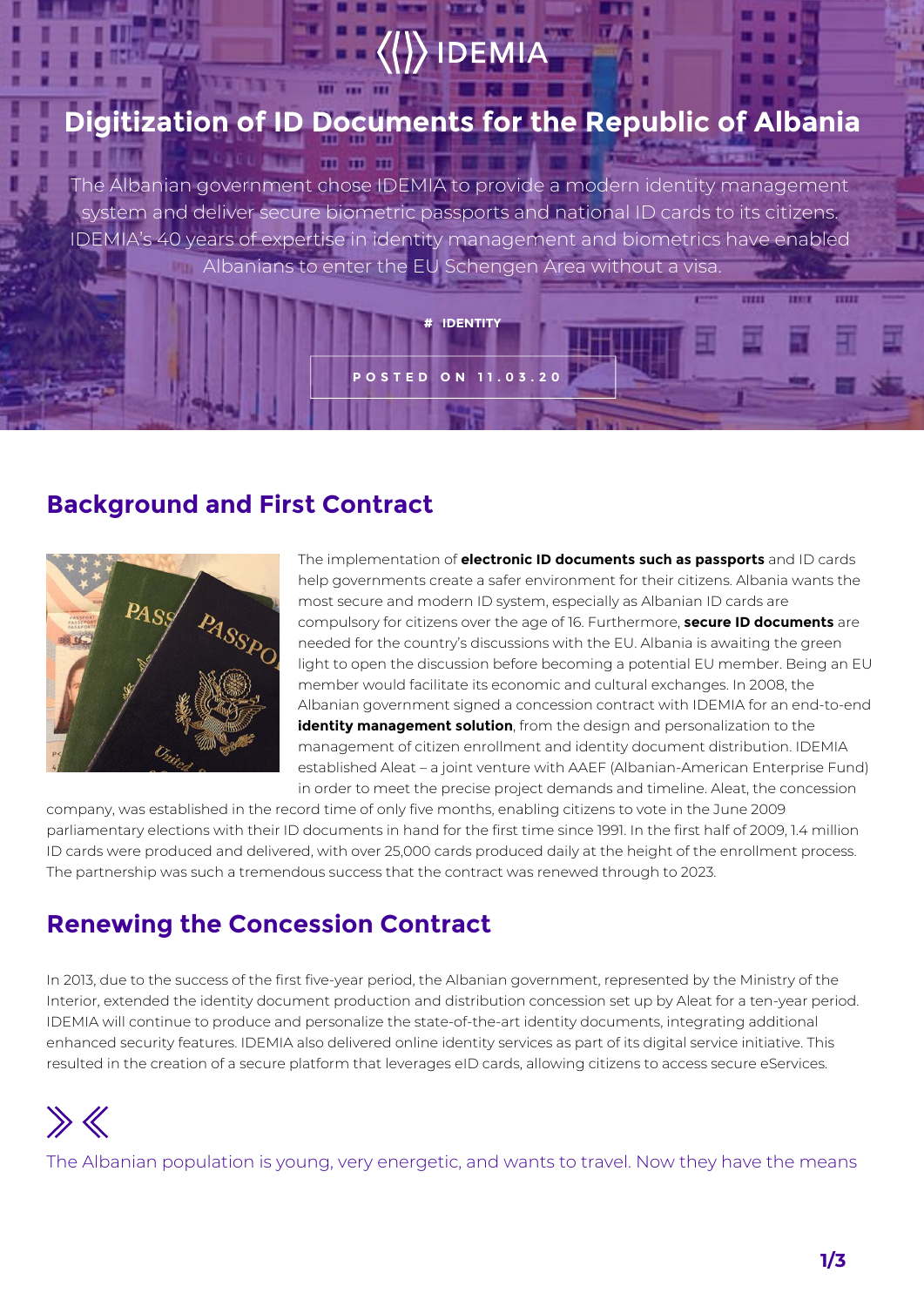# Digitization of ID Documents for the Republic of Albania

The Albanian government chose IDEMIA to provide a modern identity management system and deliver secure biometric passports and national ID cards to its citizens. IDEMIA's 40 years of expertise in identity management and biometrics have enabled Albanians to enter the EU Schengen Area without a visa.

# IDENTITY

POSTED ON 11.03.20

## Background and First Contract

The implementation of **electronic ID documents such as passports** and ID cards help governments create a safer environment for their citizens. Albania wants the most secure and modern ID system, especially as Albanian ID cards are compulsory for citizens over the age of 16. Furthermore, **secure ID documents** are needed for the country's discussions with the EU. Albania is awaiting the green light to open the discussion before becoming a potential EU member. Being an EU member would facilitate its economic and cultural exchanges. In 2008, the Albanian government signed a concession contract with IDEMIA for an end-to-end **identity management solution**, from the design and personalization to the management of citizen enrollment and identity document distribution. IDEMIA established Aleat – a joint venture with AAEF (Albanian-American Enterprise Fund) in order to meet the precise project demands and timeline. Aleat, the concession company, was established in the record time of only five months, enabling citizens to vote in the June 2009 parliamentary elections with their ID documents in hand for the first time since 1991. In the first half of 2009, 1.4 million ID cards were produced and delivered, with over 25,000 cards produced daily at the height of the enrollment process. The partnership was such a tremendous success that the contract was renewed through to 2023.

## Renewing the Concession Contract

In 2013, due to the success of the first five-year period, the Albanian government, represented by the Ministry of the Interior, extended the identity document production and distribution concession set up by Aleat for a ten-year period. IDEMIA will continue to produce and personalize the state-of-the-art identity documents, integrating additional enhanced security features. IDEMIA also delivered online identity services as part of its digital service initiative. This resulted in the creation of a secure platform that leverages eID cards, allowing citizens to access secure eServices.

The Albanian population is young, very energetic, and wants to travel. Now they have the means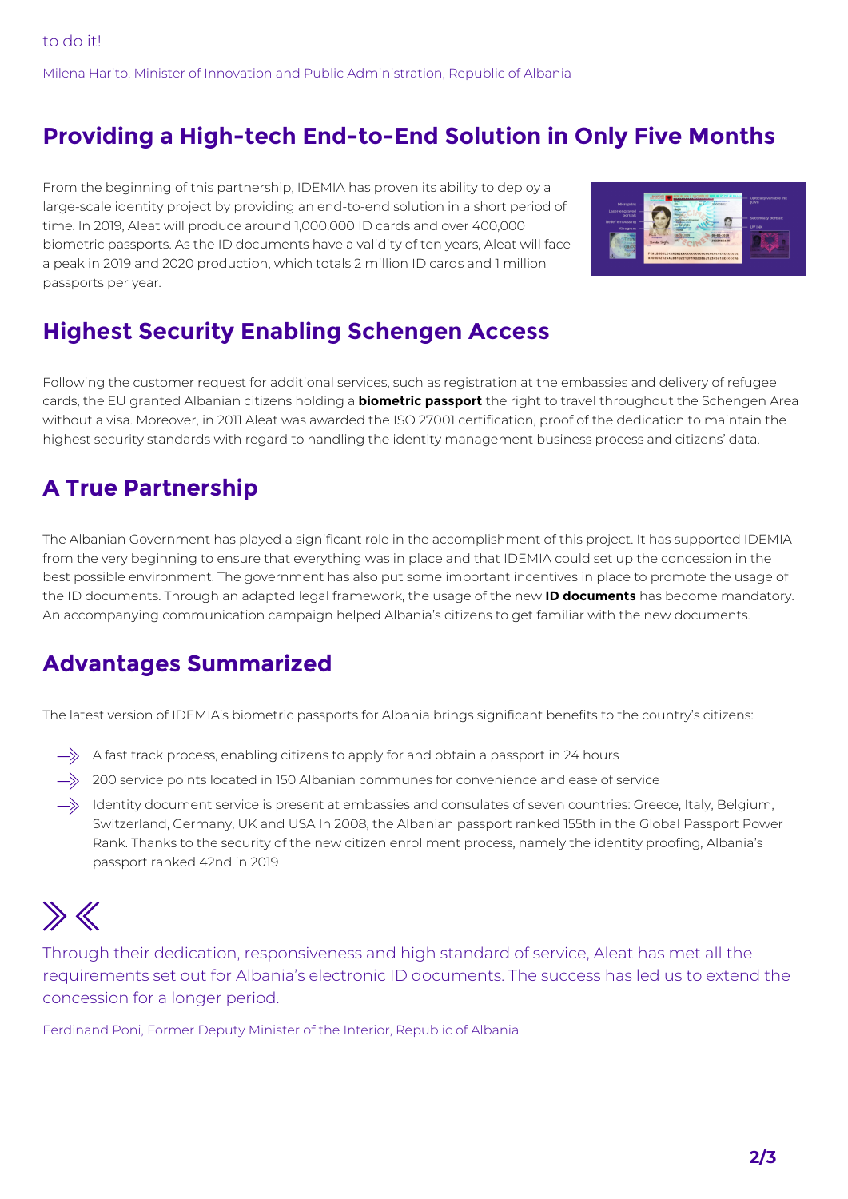to do it!

Milena Harito, Minister of Innovation and Public Administration, Republic of Albania

## Providing a High-tech End-to-End Solution in Only Five Months

From the beginning of this partnership, IDEMIA has proven its ability to deploy a large-scale identity project by providing an end-to-end solution in a short period of time. In 2019, Aleat will produce around 1,000,000 ID cards and over 400,000 biometric passports. As the ID documents have a validity of ten years, Aleat will face a peak in 2019 and 2020 production, which totals 2 million ID cards and 1 million passports per year.

## Highest Security Enabling Schengen Access

Following the customer request for additional services, such as registration at the embassies and delivery of refugee cards, the EU granted Albanian citizens holding a **biometric passport** the right to travel throughout the Schengen Area without a visa. Moreover, in 2011 Aleat was awarded the ISO 27001 certification, proof of the dedication to maintain the highest security standards with regard to handling the identity management business process and citizens' data.

## A True Partnership

The Albanian Government has played a significant role in the accomplishment of this project. It has supported IDEMIA from the very beginning to ensure that everything was in place and that IDEMIA could set up the concession in the best possible environment. The government has also put some important incentives in place to promote the usage of the ID documents. Through an adapted legal framework, the usage of the new **ID documents** has become mandatory. An accompanying communication campaign helped Albania's citizens to get familiar with the new documents.

## Advantages Summarized

The latest version of IDEMIA's biometric passports for Albania brings significant benefits to the country's citizens:

- A fast track process, enabling citizens to apply for and obtain a passport in 24 hours
- 200 service points located in 150 Albanian communes for convenience and ease of service
- Identity document service is present at embassies and consulates of seven countries: Greece, Italy, Belgium, Switzerland, Germany, UK and USA In 2008, the Albanian passport ranked 155th in the Global Passport Power Rank. Thanks to the security of the new citizen enrollment process, namely the identity proofing, Albania's passport ranked 42nd in 2019

Through their dedication, responsiveness and high standard of service, Aleat has met all the requirements set out for Albania's electronic ID documents. The success has led us to extend the concession for a longer period.

Ferdinand Poni, Former Deputy Minister of the Interior, Republic of Albania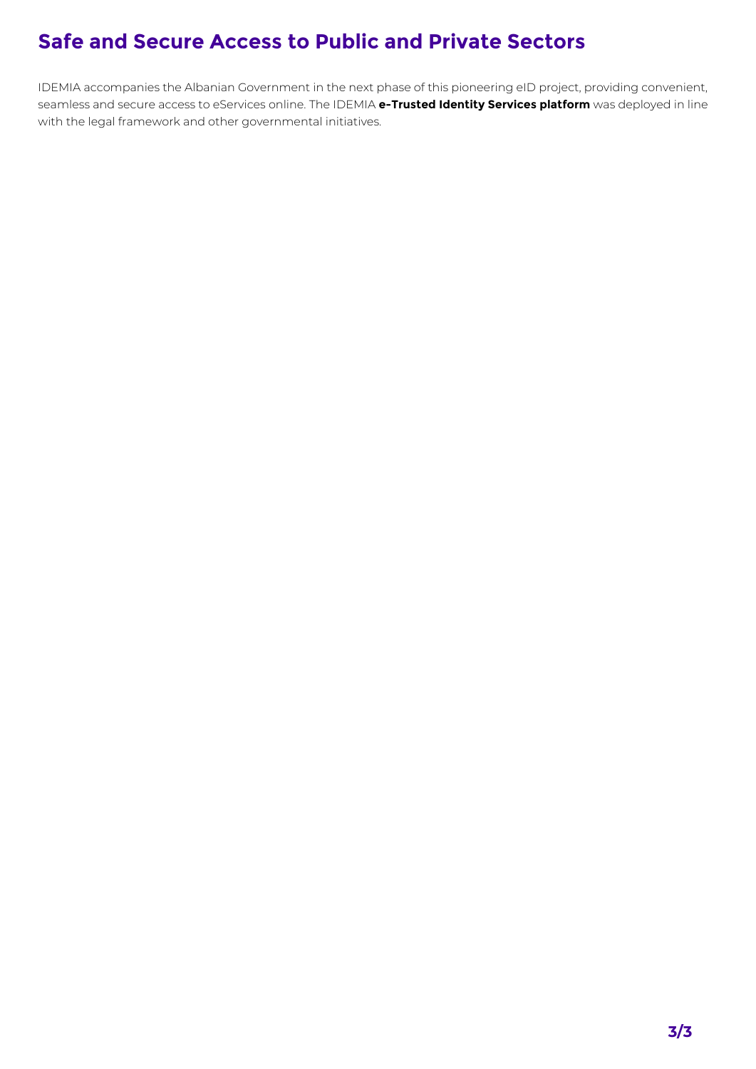## Safe and Secure Access to Public and Private Sectors

IDEMIA accompanies the Albanian Government in the next phase of this pioneering eID project, providing convenient, seamless and secure access to eServices online. The IDEMIA **e-Trusted Identity Services platform** was deployed in line with the legal framework and other governmental initiatives.